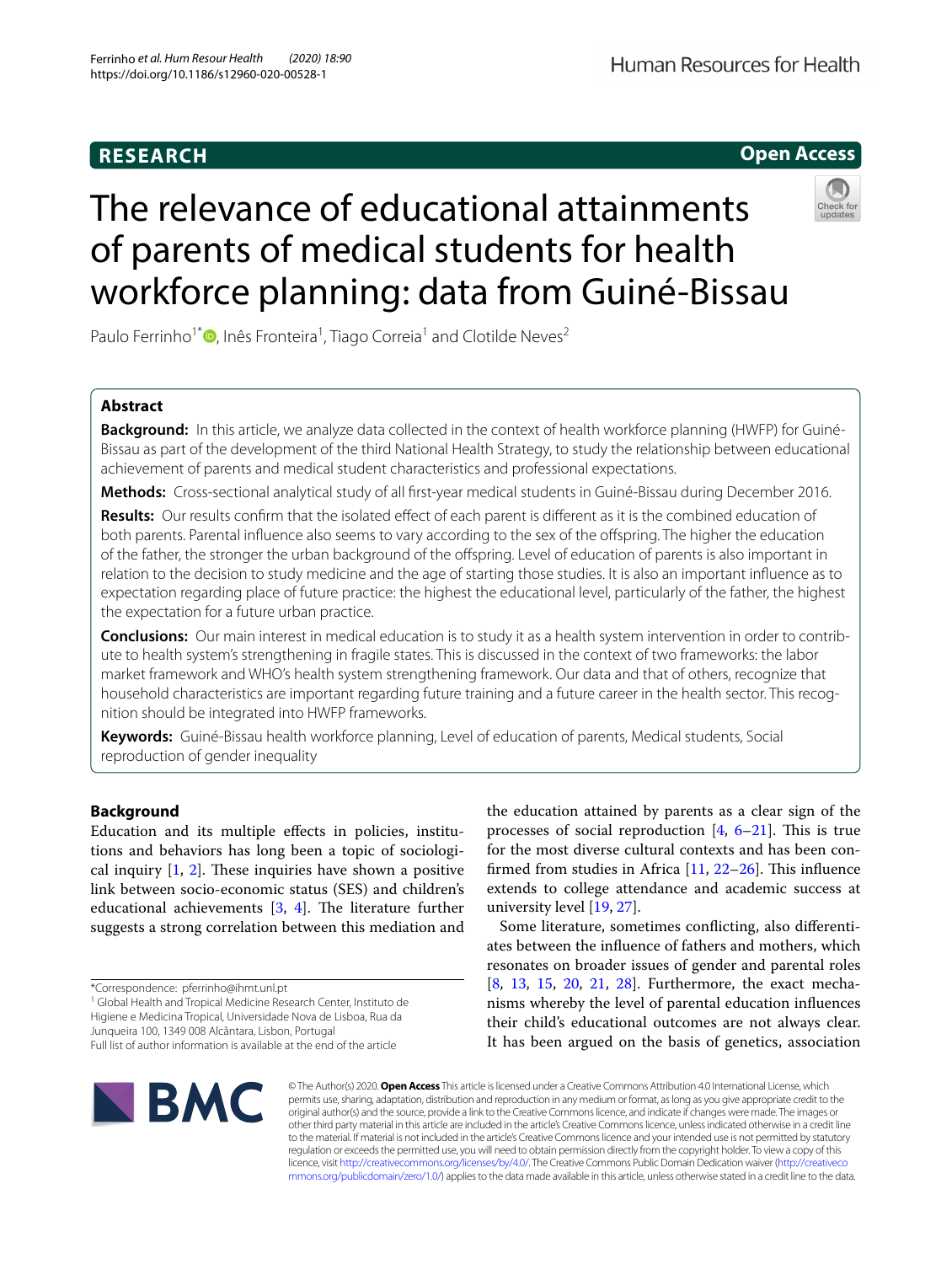RESEARCH

Open Access

# The relevance of educational attainments of parents of medical students for health workforce planning: data from Guiné-Bissau

Paulo Ferrinho[1*], Inês Fronteira[1], Tiago Correia[1] and Clotilde Neves[2]

## Abstract

**Background:** In this article, we analyze data collected in the context of health workforce planning (HWFP) for Guiné-Bissau as part of the development of the third National Health Strategy, to study the relationship between educational achievement of parents and medical student characteristics and professional expectations.

**Methods:** Cross-sectional analytical study of all first-year medical students in Guiné-Bissau during December 2016.

**Results:** Our results confirm that the isolated effect of each parent is different as it is the combined education of both parents. Parental influence also seems to vary according to the sex of the offspring. The higher the education of the father, the stronger the urban background of the offspring. Level of education of parents is also important in relation to the decision to study medicine and the age of starting those studies. It is also an important influence as to expectation regarding place of future practice: the highest the educational level, particularly of the father, the highest the expectation for a future urban practice.

**Conclusions:** Our main interest in medical education is to study it as a health system intervention in order to contribute to health system's strengthening in fragile states. This is discussed in the context of two frameworks: the labor market framework and WHO's health system strengthening framework. Our data and that of others, recognize that household characteristics are important regarding future training and a future career in the health sector. This recognition should be integrated into HWFP frameworks.

**Keywords:** Guiné-Bissau health workforce planning, Level of education of parents, Medical students, Social reproduction of gender inequality

## Background

Education and its multiple effects in policies, institutions and behaviors has long been a topic of sociological inquiry [1, 2]. These inquiries have shown a positive link between socio-economic status (SES) and children's educational achievements [3, 4]. The literature further suggests a strong correlation between this mediation and the education attained by parents as a clear sign of the processes of social reproduction [4, 6–21]. This is true for the most diverse cultural contexts and has been confirmed from studies in Africa [11, 22–26]. This influence extends to college attendance and academic success at university level [19, 27].

Some literature, sometimes conflicting, also differentiates between the influence of fathers and mothers, which resonates on broader issues of gender and parental roles [8, 13, 15, 20, 21, 28]. Furthermore, the exact mechanisms whereby the level of parental education influences their child's educational outcomes are not always clear. It has been argued on the basis of genetics, association

*Correspondence: pferrinho@ihmt.unl.pt

[1] Global Health and Tropical Medicine Research Center, Instituto de Higiene e Medicina Tropical, Universidade Nova de Lisboa, Rua da Junqueira 100, 1349 008 Alcântara, Lisbon, Portugal

Full list of author information is available at the end of the article

© The Author(s) 2020. **Open Access** This article is licensed under a Creative Commons Attribution 4.0 International License, which permits use, sharing, adaptation, distribution and reproduction in any medium or format, as long as you give appropriate credit to the original author(s) and the source, provide a link to the Creative Commons licence, and indicate if changes were made. The images or other third party material in this article are included in the article's Creative Commons licence, unless indicated otherwise in a credit line to the material. If material is not included in the article's Creative Commons licence and your intended use is not permitted by statutory regulation or exceeds the permitted use, you will need to obtain permission directly from the copyright holder. To view a copy of this licence, visit http://creativecommons.org/licenses/by/4.0/. The Creative Commons Public Domain Dedication waiver (http://creativecommons.org/publicdomain/zero/1.0/) applies to the data made available in this article, unless otherwise stated in a credit line to the data.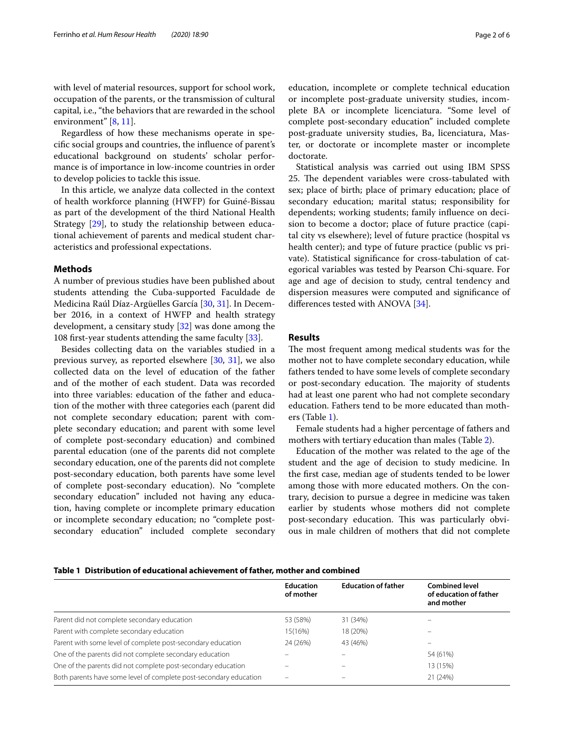with level of material resources, support for school work, occupation of the parents, or the transmission of cultural capital, i.e., "the behaviors that are rewarded in the school environment" [8, 11].

Regardless of how these mechanisms operate in specific social groups and countries, the influence of parent's educational background on students' scholar performance is of importance in low-income countries in order to develop policies to tackle this issue.

In this article, we analyze data collected in the context of health workforce planning (HWFP) for Guiné-Bissau as part of the development of the third National Health Strategy [29], to study the relationship between educational achievement of parents and medical student characteristics and professional expectations.

## Methods

A number of previous studies have been published about students attending the Cuba-supported Faculdade de Medicina Raúl Díaz-Argüelles García [30, 31]. In December 2016, in a context of HWFP and health strategy development, a censitary study [32] was done among the 108 first-year students attending the same faculty [33].

Besides collecting data on the variables studied in a previous survey, as reported elsewhere [30, 31], we also collected data on the level of education of the father and of the mother of each student. Data was recorded into three variables: education of the father and education of the mother with three categories each (parent did not complete secondary education; parent with complete secondary education; and parent with some level of complete post-secondary education) and combined parental education (one of the parents did not complete secondary education, one of the parents did not complete post-secondary education, both parents have some level of complete post-secondary education). No "complete secondary education" included not having any education, having complete or incomplete primary education or incomplete secondary education; no "complete post-secondary education" included complete secondary education, incomplete or complete technical education or incomplete post-graduate university studies, incomplete BA or incomplete licenciatura. "Some level of complete post-secondary education" included complete post-graduate university studies, Ba, licenciatura, Master, or doctorate or incomplete master or incomplete doctorate.

Statistical analysis was carried out using IBM SPSS 25. The dependent variables were cross-tabulated with sex; place of birth; place of primary education; place of secondary education; marital status; responsibility for dependents; working students; family influence on decision to become a doctor; place of future practice (capital city vs elsewhere); level of future practice (hospital vs health center); and type of future practice (public vs private). Statistical significance for cross-tabulation of categorical variables was tested by Pearson Chi-square. For age and age of decision to study, central tendency and dispersion measures were computed and significance of differences tested with ANOVA [34].

## Results

The most frequent among medical students was for the mother not to have complete secondary education, while fathers tended to have some levels of complete secondary or post-secondary education. The majority of students had at least one parent who had not complete secondary education. Fathers tend to be more educated than mothers (Table 1).

Female students had a higher percentage of fathers and mothers with tertiary education than males (Table 2).

Education of the mother was related to the age of the student and the age of decision to study medicine. In the first case, median age of students tended to be lower among those with more educated mothers. On the contrary, decision to pursue a degree in medicine was taken earlier by students whose mothers did not complete post-secondary education. This was particularly obvious in male children of mothers that did not complete

**Table 1 Distribution of educational achievement of father, mother and combined**

| | Education of mother | Education of father | Combined level of education of father and mother |
|---|---|---|---|
| Parent did not complete secondary education | 53 (58%) | 31 (34%) | – |
| Parent with complete secondary education | 15(16%) | 18 (20%) | – |
| Parent with some level of complete post-secondary education | 24 (26%) | 43 (46%) | – |
| One of the parents did not complete secondary education | – | – | 54 (61%) |
| One of the parents did not complete post-secondary education | – | – | 13 (15%) |
| Both parents have some level of complete post-secondary education | – | – | 21 (24%) |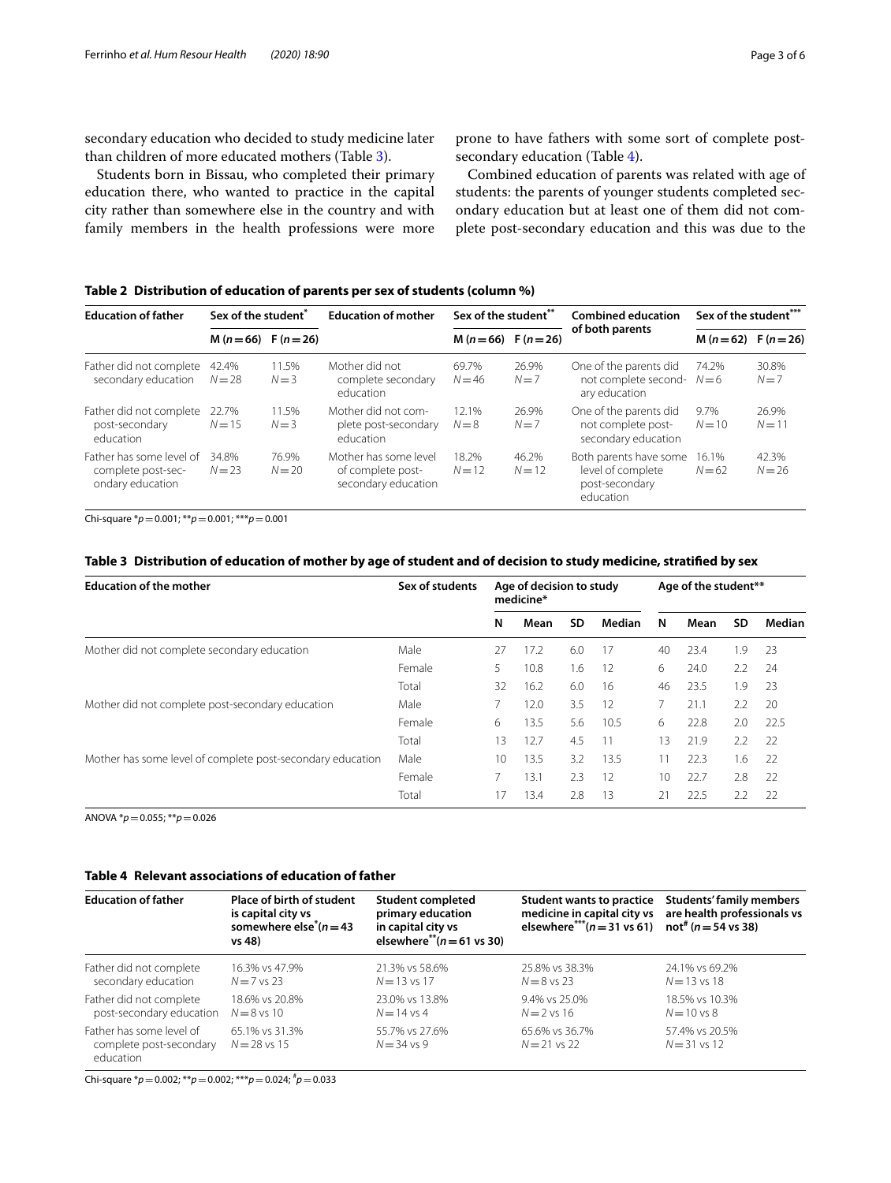secondary education who decided to study medicine later than children of more educated mothers (Table 3).

Students born in Bissau, who completed their primary education there, who wanted to practice in the capital city rather than somewhere else in the country and with family members in the health professions were more prone to have fathers with some sort of complete post-secondary education (Table 4).

Combined education of parents was related with age of students: the parents of younger students completed secondary education but at least one of them did not complete post-secondary education and this was due to the

**Table 2 Distribution of education of parents per sex of students (column %)**

| Education of father | Sex of the student* | | Education of mother | Sex of the student** | | Combined education of both parents | Sex of the student*** | |
|---|---|---|---|---|---|---|---|---|
| | M (n = 66) | F (n = 26) | | M (n = 66) | F (n = 26) | | M (n = 62) | F (n = 26) |
| Father did not complete secondary education | 42.4% N = 28 | 11.5% N = 3 | Mother did not complete secondary education | 69.7% N = 46 | 26.9% N = 7 | One of the parents did not complete secondary education | 74.2% N = 6 | 30.8% N = 7 |
| Father did not complete post-secondary education | 22.7% N = 15 | 11.5% N = 3 | Mother did not complete post-secondary education | 12.1% N = 8 | 26.9% N = 7 | One of the parents did not complete post-secondary education | 9.7% N = 10 | 26.9% N = 11 |
| Father has some level of complete post-secondary education | 34.8% N = 23 | 76.9% N = 20 | Mother has some level of complete post-secondary education | 18.2% N = 12 | 46.2% N = 12 | Both parents have some level of complete post-secondary education | 16.1% N = 62 | 42.3% N = 26 |

Chi-square *$p = 0.001$; **$p = 0.001$; ***$p = 0.001$

**Table 3 Distribution of education of mother by age of student and of decision to study medicine, stratified by sex**

| Education of the mother | Sex of students | Age of decision to study medicine* | | | | Age of the student** | | | |
|---|---|---|---|---|---|---|---|---|---|
| | | N | Mean | SD | Median | N | Mean | SD | Median |
| Mother did not complete secondary education | Male | 27 | 17.2 | 6.0 | 17 | 40 | 23.4 | 1.9 | 23 |
| | Female | 5 | 10.8 | 1.6 | 12 | 6 | 24.0 | 2.2 | 24 |
| | Total | 32 | 16.2 | 6.0 | 16 | 46 | 23.5 | 1.9 | 23 |
| Mother did not complete post-secondary education | Male | 7 | 12.0 | 3.5 | 12 | 7 | 21.1 | 2.2 | 20 |
| | Female | 6 | 13.5 | 5.6 | 10.5 | 6 | 22.8 | 2.0 | 22.5 |
| | Total | 13 | 12.7 | 4.5 | 11 | 13 | 21.9 | 2.2 | 22 |
| Mother has some level of complete post-secondary education | Male | 10 | 13.5 | 3.2 | 13.5 | 11 | 22.3 | 1.6 | 22 |
| | Female | 7 | 13.1 | 2.3 | 12 | 10 | 22.7 | 2.8 | 22 |
| | Total | 17 | 13.4 | 2.8 | 13 | 21 | 22.5 | 2.2 | 22 |

ANOVA *$p = 0.055$; **$p = 0.026$

**Table 4 Relevant associations of education of father**

| Education of father | Place of birth of student is capital city vs somewhere else* (n = 43 vs 48) | Student completed primary education in capital city vs elsewhere** (n = 61 vs 30) | Student wants to practice medicine in capital city vs elsewhere*** (n = 31 vs 61) | Students' family members are health professionals vs not# (n = 54 vs 38) |
|---|---|---|---|---|
| Father did not complete secondary education | 16.3% vs 47.9% N = 7 vs 23 | 21.3% vs 58.6% N = 13 vs 17 | 25.8% vs 38.3% N = 8 vs 23 | 24.1% vs 69.2% N = 13 vs 18 |
| Father did not complete post-secondary education | 18.6% vs 20.8% N = 8 vs 10 | 23.0% vs 13.8% N = 14 vs 4 | 9.4% vs 25.0% N = 2 vs 16 | 18.5% vs 10.3% N = 10 vs 8 |
| Father has some level of complete post-secondary education | 65.1% vs 31.3% N = 28 vs 15 | 55.7% vs 27.6% N = 34 vs 9 | 65.6% vs 36.7% N = 21 vs 22 | 57.4% vs 20.5% N = 31 vs 12 |

Chi-square *$p = 0.002$; **$p = 0.002$; ***$p = 0.024$; #$p = 0.033$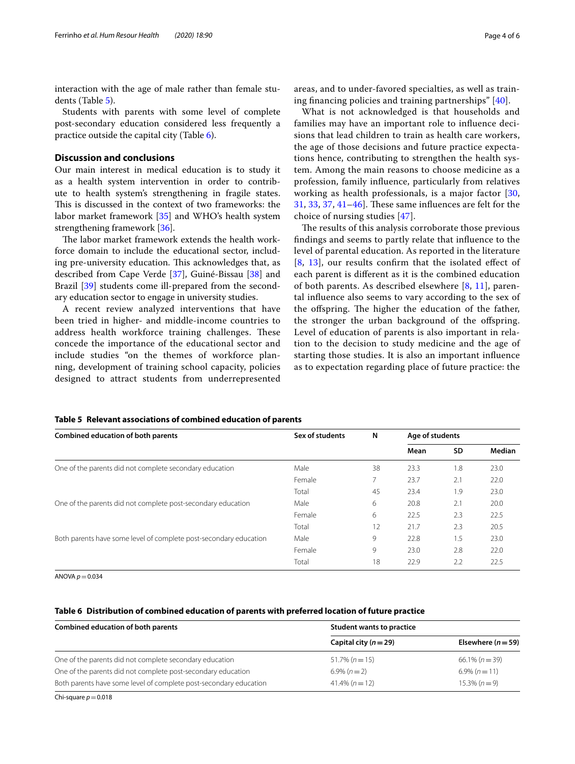interaction with the age of male rather than female students (Table 5).

Students with parents with some level of complete post-secondary education considered less frequently a practice outside the capital city (Table 6).

## Discussion and conclusions

Our main interest in medical education is to study it as a health system intervention in order to contribute to health system's strengthening in fragile states. This is discussed in the context of two frameworks: the labor market framework [35] and WHO's health system strengthening framework [36].

The labor market framework extends the health workforce domain to include the educational sector, including pre-university education. This acknowledges that, as described from Cape Verde [37], Guiné-Bissau [38] and Brazil [39] students come ill-prepared from the secondary education sector to engage in university studies.

A recent review analyzed interventions that have been tried in higher- and middle-income countries to address health workforce training challenges. These concede the importance of the educational sector and include studies "on the themes of workforce planning, development of training school capacity, policies designed to attract students from underrepresented areas, and to under-favored specialties, as well as training financing policies and training partnerships" [40].

What is not acknowledged is that households and families may have an important role to influence decisions that lead children to train as health care workers, the age of those decisions and future practice expectations hence, contributing to strengthen the health system. Among the main reasons to choose medicine as a profession, family influence, particularly from relatives working as health professionals, is a major factor [30, 31, 33, 37, 41–46]. These same influences are felt for the choice of nursing studies [47].

The results of this analysis corroborate those previous findings and seems to partly relate that influence to the level of parental education. As reported in the literature [8, 13], our results confirm that the isolated effect of each parent is different as it is the combined education of both parents. As described elsewhere [8, 11], parental influence also seems to vary according to the sex of the offspring. The higher the education of the father, the stronger the urban background of the offspring. Level of education of parents is also important in relation to the decision to study medicine and the age of starting those studies. It is also an important influence as to expectation regarding place of future practice: the

**Table 5 Relevant associations of combined education of parents**

| Combined education of both parents | Sex of students | N | Age of students | | |
|---|---|---|---|---|---|
| | | | Mean | SD | Median |
| One of the parents did not complete secondary education | Male | 38 | 23.3 | 1.8 | 23.0 |
| | Female | 7 | 23.7 | 2.1 | 22.0 |
| | Total | 45 | 23.4 | 1.9 | 23.0 |
| One of the parents did not complete post-secondary education | Male | 6 | 20.8 | 2.1 | 20.0 |
| | Female | 6 | 22.5 | 2.3 | 22.5 |
| | Total | 12 | 21.7 | 2.3 | 20.5 |
| Both parents have some level of complete post-secondary education | Male | 9 | 22.8 | 1.5 | 23.0 |
| | Female | 9 | 23.0 | 2.8 | 22.0 |
| | Total | 18 | 22.9 | 2.2 | 22.5 |

ANOVA $p = 0.034$

**Table 6 Distribution of combined education of parents with preferred location of future practice**

| Combined education of both parents | Student wants to practice | |
|---|---|---|
| | Capital city ($n = 29$) | Elsewhere ($n = 59$) |
| One of the parents did not complete secondary education | 51.7% ($n = 15$) | 66.1% ($n = 39$) |
| One of the parents did not complete post-secondary education | 6.9% ($n = 2$) | 6.9% ($n = 11$) |
| Both parents have some level of complete post-secondary education | 41.4% ($n = 12$) | 15.3% ($n = 9$) |

Chi-square $p = 0.018$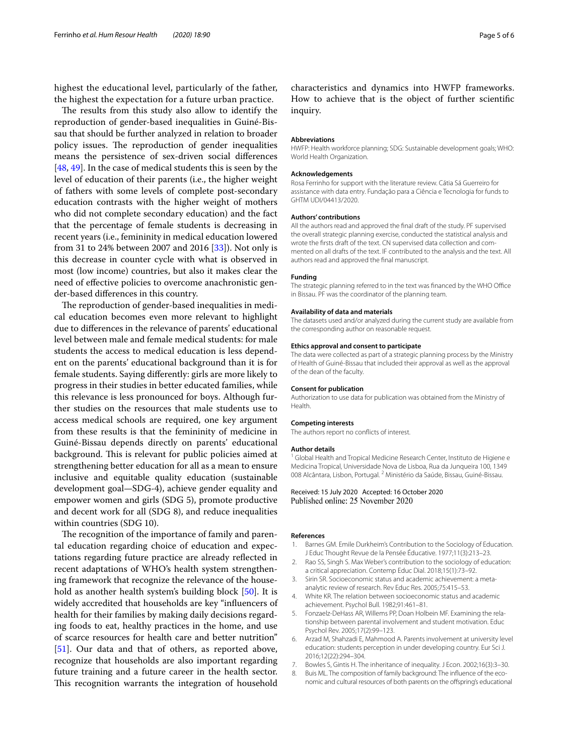highest the educational level, particularly of the father, the highest the expectation for a future urban practice.

The results from this study also allow to identify the reproduction of gender-based inequalities in Guiné-Bissau that should be further analyzed in relation to broader policy issues. The reproduction of gender inequalities means the persistence of sex-driven social differences [48, 49]. In the case of medical students this is seen by the level of education of their parents (i.e., the higher weight of fathers with some levels of complete post-secondary education contrasts with the higher weight of mothers who did not complete secondary education) and the fact that the percentage of female students is decreasing in recent years (i.e., femininity in medical education lowered from 31 to 24% between 2007 and 2016 [33]). Not only is this decrease in counter cycle with what is observed in most (low income) countries, but also it makes clear the need of effective policies to overcome anachronistic gender-based differences in this country.

The reproduction of gender-based inequalities in medical education becomes even more relevant to highlight due to differences in the relevance of parents' educational level between male and female medical students: for male students the access to medical education is less dependent on the parents' educational background than it is for female students. Saying differently: girls are more likely to progress in their studies in better educated families, while this relevance is less pronounced for boys. Although further studies on the resources that male students use to access medical schools are required, one key argument from these results is that the femininity of medicine in Guiné-Bissau depends directly on parents' educational background. This is relevant for public policies aimed at strengthening better education for all as a mean to ensure inclusive and equitable quality education (sustainable development goal—SDG-4), achieve gender equality and empower women and girls (SDG 5), promote productive and decent work for all (SDG 8), and reduce inequalities within countries (SDG 10).

The recognition of the importance of family and parental education regarding choice of education and expectations regarding future practice are already reflected in recent adaptations of WHO's health system strengthening framework that recognize the relevance of the household as another health system's building block [50]. It is widely accredited that households are key "influencers of health for their families by making daily decisions regarding foods to eat, healthy practices in the home, and use of scarce resources for health care and better nutrition" [51]. Our data and that of others, as reported above, recognize that households are also important regarding future training and a future career in the health sector. This recognition warrants the integration of household characteristics and dynamics into HWFP frameworks. How to achieve that is the object of further scientific inquiry.

### Abbreviations

HWFP: Health workforce planning; SDG: Sustainable development goals; WHO: World Health Organization.

### Acknowledgements

Rosa Ferrinho for support with the literature review. Cátia Sá Guerreiro for assistance with data entry. Fundação para a Ciência e Tecnologia for funds to GHTM UDI/04413/2020.

### Authors' contributions

All the authors read and approved the final draft of the study. PF supervised the overall strategic planning exercise, conducted the statistical analysis and wrote the firsts draft of the text. CN supervised data collection and commented on all drafts of the text. IF contributed to the analysis and the text. All authors read and approved the final manuscript.

### Funding

The strategic planning referred to in the text was financed by the WHO Office in Bissau. PF was the coordinator of the planning team.

### Availability of data and materials

The datasets used and/or analyzed during the current study are available from the corresponding author on reasonable request.

### Ethics approval and consent to participate

The data were collected as part of a strategic planning process by the Ministry of Health of Guiné-Bissau that included their approval as well as the approval of the dean of the faculty.

### Consent for publication

Authorization to use data for publication was obtained from the Ministry of Health.

### Competing interests

The authors report no conflicts of interest.

### Author details

[1] Global Health and Tropical Medicine Research Center, Instituto de Higiene e Medicina Tropical, Universidade Nova de Lisboa, Rua da Junqueira 100, 1349 008 Alcântara, Lisbon, Portugal. [2] Ministério da Saúde, Bissau, Guiné-Bissau.

Received: 15 July 2020 Accepted: 16 October 2020
Published online: 25 November 2020

### References

1. Barnes GM. Emile Durkheim's Contribution to the Sociology of Education. J Educ Thought Revue de la Pensée Éducative. 1977;11(3):213–23.
2. Rao SS, Singh S. Max Weber's contribution to the sociology of education: a critical appreciation. Contemp Educ Dial. 2018;15(1):73–92.
3. Sirin SR. Socioeconomic status and academic achievement: a meta-analytic review of research. Rev Educ Res. 2005;75:415–53.
4. White KR. The relation between socioeconomic status and academic achievement. Psychol Bull. 1982;91:461–81.
5. Fonzaelz-DeHass AR, Willems PP, Doan Holbein MF. Examining the relationship between parental involvement and student motivation. Educ Psychol Rev. 2005;17(2):99–123.
6. Arzad M, Shahzadi E, Mahmood A. Parents involvement at university level education: students perception in under developing country. Eur Sci J. 2016;12(22):294–304.
7. Bowles S, Gintis H. The inheritance of inequality. J Econ. 2002;16(3):3–30.
8. Buis ML. The composition of family background: The influence of the economic and cultural resources of both parents on the offspring's educational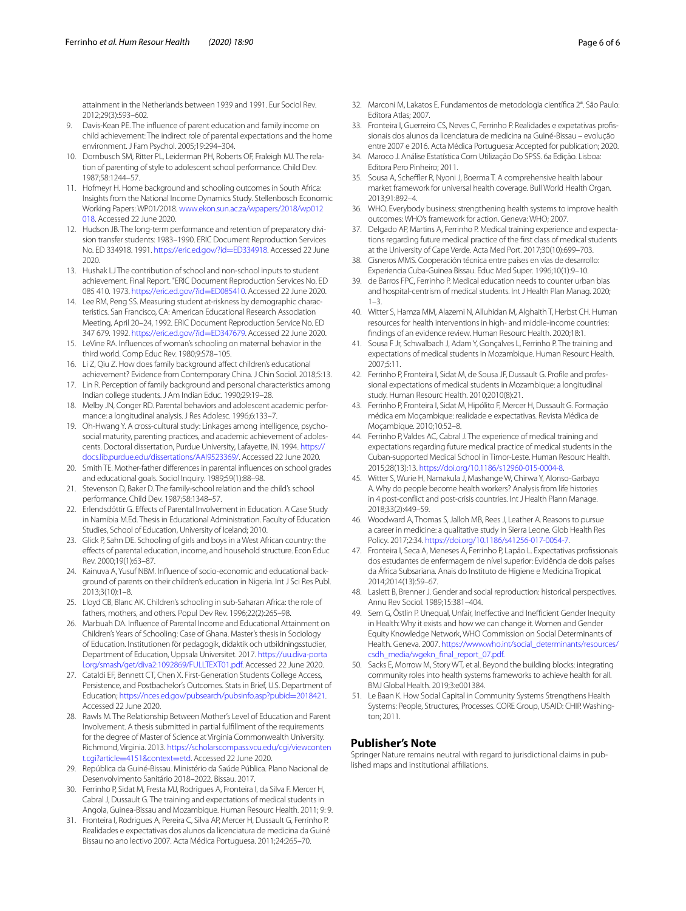attainment in the Netherlands between 1939 and 1991. Eur Sociol Rev. 2012;29(3):593–602.

9. Davis-Kean PE. The influence of parent education and family income on child achievement: The indirect role of parental expectations and the home environment. J Fam Psychol. 2005;19:294–304.
10. Dornbusch SM, Ritter PL, Leiderman PH, Roberts OF, Fraleigh MJ. The relation of parenting of style to adolescent school performance. Child Dev. 1987;58:1244–57.
11. Hofmeyr H. Home background and schooling outcomes in South Africa: Insights from the National Income Dynamics Study. Stellenbosch Economic Working Papers: WP01/2018. www.ekon.sun.ac.za/wpapers/2018/wp012018. Accessed 22 June 2020.
12. Hudson JB. The long-term performance and retention of preparatory division transfer students: 1983–1990. ERIC Document Reproduction Services No. ED 334918. 1991. https://eric.ed.gov/?id=ED334918. Accessed 22 June 2020.
13. Hushak LJ The contribution of school and non-school inputs to student achievement. Final Report. "ERIC Document Reproduction Services No. ED 085 410. 1973. https://eric.ed.gov/?id=ED085410. Accessed 22 June 2020.
14. Lee RM, Peng SS. Measuring student at-riskness by demographic characteristics. San Francisco, CA: American Educational Research Association Meeting, April 20–24, 1992. ERIC Document Reproduction Service No. ED 347 679. 1992. https://eric.ed.gov/?id=ED347679. Accessed 22 June 2020.
15. LeVine RA. Influences of woman's schooling on maternal behavior in the third world. Comp Educ Rev. 1980;9:S78–105.
16. Li Z, Qiu Z. How does family background affect children's educational achievement? Evidence from Contemporary China. J Chin Sociol. 2018;5:13.
17. Lin R. Perception of family background and personal characteristics among Indian college students. J Am Indian Educ. 1990;29:19–28.
18. Melby JN, Conger RD. Parental behaviors and adolescent academic performance: a longitudinal analysis. J Res Adolesc. 1996;6:133–7.
19. Oh-Hwang Y. A cross-cultural study: Linkages among intelligence, psychosocial maturity, parenting practices, and academic achievement of adolescents. Doctoral dissertation, Purdue University, Lafayette, IN. 1994. https://docs.lib.purdue.edu/dissertations/AAI9523369/. Accessed 22 June 2020.
20. Smith TE. Mother-father differences in parental influences on school grades and educational goals. Sociol Inquiry. 1989;59(1):88–98.
21. Stevenson D, Baker D. The family-school relation and the child's school performance. Child Dev. 1987;58:1348–57.
22. Erlendsdóttir G. Effects of Parental Involvement in Education. A Case Study in Namibia M.Ed. Thesis in Educational Administration. Faculty of Education Studies, School of Education, University of Iceland; 2010.
23. Glick P, Sahn DE. Schooling of girls and boys in a West African country: the effects of parental education, income, and household structure. Econ Educ Rev. 2000;19(1):63–87.
24. Kainuva A, Yusuf NBM. Influence of socio-economic and educational background of parents on their children's education in Nigeria. Int J Sci Res Publ. 2013;3(10):1–8.
25. Lloyd CB, Blanc AK. Children's schooling in sub-Saharan Africa: the role of fathers, mothers, and others. Popul Dev Rev. 1996;22(2):265–98.
26. Marbuah DA. Influence of Parental Income and Educational Attainment on Children's Years of Schooling: Case of Ghana. Master's thesis in Sociology of Education. Institutionen för pedagogik, didaktik och utbildningsstudier, Department of Education, Uppsala Universitet. 2017. https://uu.diva-portal.org/smash/get/diva2:1092869/FULLTEXT01.pdf. Accessed 22 June 2020.
27. Cataldi EF, Bennett CT, Chen X. First-Generation Students College Access, Persistence, and Postbachelor's Outcomes. Stats in Brief, U.S. Department of Education; https://nces.ed.gov/pubsearch/pubsinfo.asp?pubid=2018421. Accessed 22 June 2020.
28. Rawls M. The Relationship Between Mother's Level of Education and Parent Involvement. A thesis submitted in partial fulfillment of the requirements for the degree of Master of Science at Virginia Commonwealth University. Richmond, Virginia. 2013. https://scholarscompass.vcu.edu/cgi/viewcontent.cgi?article=4151&context=etd. Accessed 22 June 2020.
29. República da Guiné-Bissau. Ministério da Saúde Pública. Plano Nacional de Desenvolvimento Sanitário 2018–2022. Bissau. 2017.
30. Ferrinho P, Sidat M, Fresta MJ, Rodrigues A, Fronteira I, da Silva F. Mercer H, Cabral J, Dussault G. The training and expectations of medical students in Angola, Guinea-Bissau and Mozambique. Human Resourc Health. 2011; 9: 9.
31. Fronteira I, Rodrigues A, Pereira C, Silva AP, Mercer H, Dussault G, Ferrinho P. Realidades e expectativas dos alunos da licenciatura de medicina da Guiné Bissau no ano lectivo 2007. Acta Médica Portuguesa. 2011;24:265–70.
32. Marconi M, Lakatos E. Fundamentos de metodologia científica 2ª. São Paulo: Editora Atlas; 2007.
33. Fronteira I, Guerreiro CS, Neves C, Ferrinho P. Realidades e expetativas profissionais dos alunos da licenciatura de medicina na Guiné-Bissau – evolução entre 2007 e 2016. Acta Médica Portuguesa: Accepted for publication; 2020.
34. Maroco J. Análise Estatística Com Utilização Do SPSS. 6a Edição. Lisboa: Editora Pero Pinheiro; 2011.
35. Sousa A, Scheffler R, Nyoni J, Boerma T. A comprehensive health labour market framework for universal health coverage. Bull World Health Organ. 2013;91:892–4.
36. WHO. Everybody business: strengthening health systems to improve health outcomes: WHO's framework for action. Geneva: WHO; 2007.
37. Delgado AP, Martins A, Ferrinho P. Medical training experience and expectations regarding future medical practice of the first class of medical students at the University of Cape Verde. Acta Med Port. 2017;30(10):699–703.
38. Cisneros MMS. Cooperación técnica entre países en vías de desarrollo: Experiencia Cuba-Guinea Bissau. Educ Med Super. 1996;10(1):9–10.
39. de Barros FPC, Ferrinho P. Medical education needs to counter urban bias and hospital-centrism of medical students. Int J Health Plan Manag. 2020; 1–3.
40. Witter S, Hamza MM, Alazemi N, Alluhidan M, Alghaith T, Herbst CH. Human resources for health interventions in high- and middle-income countries: findings of an evidence review. Human Resourc Health. 2020;18:1.
41. Sousa F Jr, Schwalbach J, Adam Y, Gonçalves L, Ferrinho P. The training and expectations of medical students in Mozambique. Human Resourc Health. 2007;5:11.
42. Ferrinho P, Fronteira I, Sidat M, de Sousa JF, Dussault G. Profile and professional expectations of medical students in Mozambique: a longitudinal study. Human Resourc Health. 2010;2010(8):21.
43. Ferrinho P, Fronteira I, Sidat M, Hipólito F, Mercer H, Dussault G. Formação médica em Moçambique: realidade e expectativas. Revista Médica de Moçambique. 2010;10:52–8.
44. Ferrinho P, Valdes AC, Cabral J. The experience of medical training and expectations regarding future medical practice of medical students in the Cuban-supported Medical School in Timor-Leste. Human Resourc Health. 2015;28(13):13. https://doi.org/10.1186/s12960-015-0004-8.
45. Witter S, Wurie H, Namakula J, Mashange W, Chirwa Y, Alonso-Garbayo A. Why do people become health workers? Analysis from life histories in 4 post-conflict and post-crisis countries. Int J Health Plann Manage. 2018;33(2):449–59.
46. Woodward A, Thomas S, Jalloh MB, Rees J, Leather A. Reasons to pursue a career in medicine: a qualitative study in Sierra Leone. Glob Health Res Policy. 2017;2:34. https://doi.org/10.1186/s41256-017-0054-7.
47. Fronteira I, Seca A, Meneses A, Ferrinho P, Lapão L. Expectativas profissionais dos estudantes de enfermagem de nível superior: Evidência de dois países da África Subsariana. Anais do Instituto de Higiene e Medicina Tropical. 2014;2014(13):59–67.
48. Laslett B, Brenner J. Gender and social reproduction: historical perspectives. Annu Rev Sociol. 1989;15:381–404.
49. Sem G, Östlin P. Unequal, Unfair, Ineffective and Inefficient Gender Inequity in Health: Why it exists and how we can change it. Women and Gender Equity Knowledge Network, WHO Commission on Social Determinants of Health. Geneva. 2007. https://www.who.int/social_determinants/resources/csdh_media/wgekn_final_report_07.pdf.
50. Sacks E, Morrow M, Story WT, et al. Beyond the building blocks: integrating community roles into health systems frameworks to achieve health for all. BMJ Global Health. 2019;3:e001384.
51. Le Baan K. How Social Capital in Community Systems Strengthens Health Systems: People, Structures, Processes. CORE Group, USAID: CHIP. Washington; 2011.

## Publisher's Note

Springer Nature remains neutral with regard to jurisdictional claims in published maps and institutional affiliations.